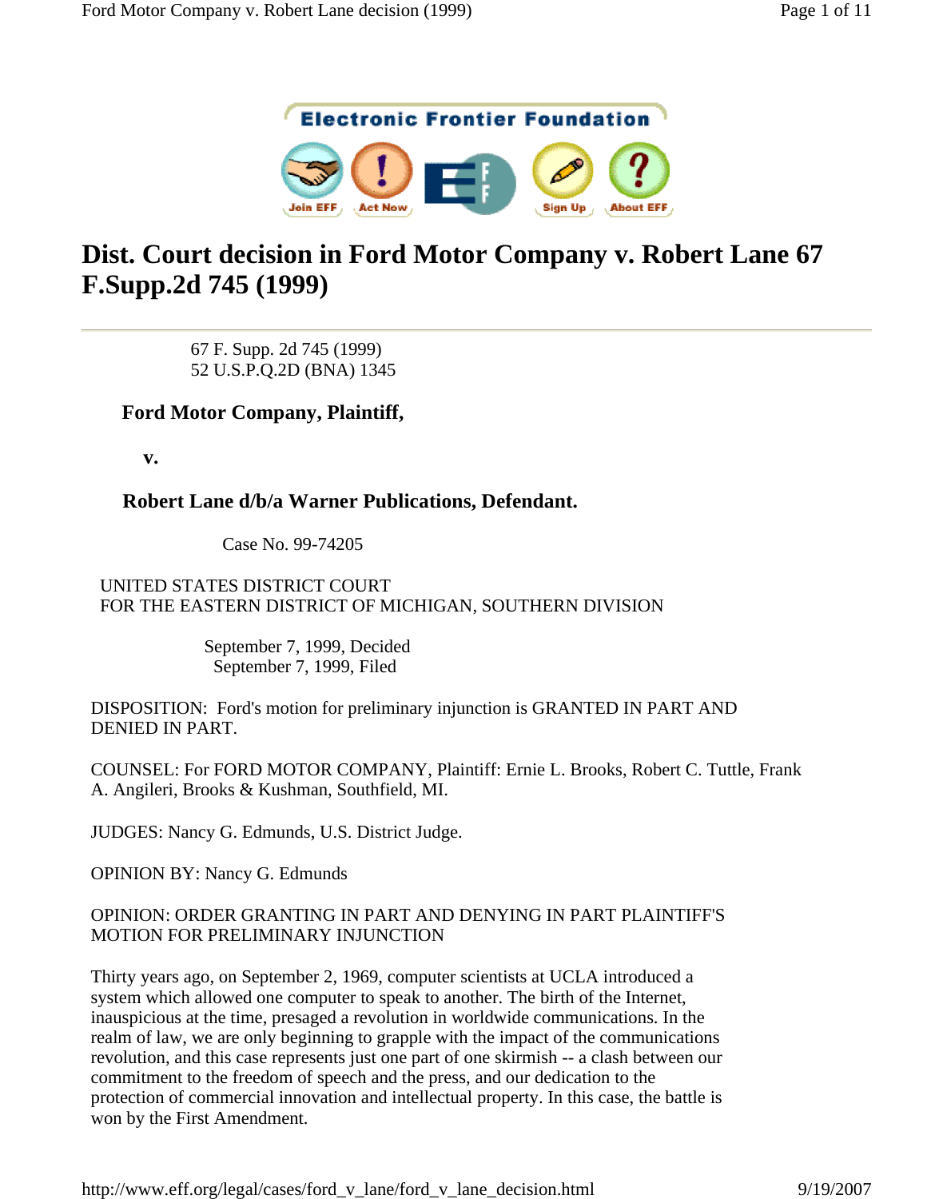# Dist. Court decision in Ford Motor Company v. Robert Lane 67 F.Supp.2d 745 (1999)

67 F. Supp. 2d 745 (1999)
52 U.S.P.Q.2D (BNA) 1345

**Ford Motor Company, Plaintiff,**

**v.**

**Robert Lane d/b/a Warner Publications, Defendant.**

Case No. 99-74205

UNITED STATES DISTRICT COURT
FOR THE EASTERN DISTRICT OF MICHIGAN, SOUTHERN DIVISION

September 7, 1999, Decided
September 7, 1999, Filed

DISPOSITION: Ford's motion for preliminary injunction is GRANTED IN PART AND DENIED IN PART.

COUNSEL: For FORD MOTOR COMPANY, Plaintiff: Ernie L. Brooks, Robert C. Tuttle, Frank A. Angileri, Brooks & Kushman, Southfield, MI.

JUDGES: Nancy G. Edmunds, U.S. District Judge.

OPINION BY: Nancy G. Edmunds

OPINION: ORDER GRANTING IN PART AND DENYING IN PART PLAINTIFF'S MOTION FOR PRELIMINARY INJUNCTION

Thirty years ago, on September 2, 1969, computer scientists at UCLA introduced a system which allowed one computer to speak to another. The birth of the Internet, inauspicious at the time, presaged a revolution in worldwide communications. In the realm of law, we are only beginning to grapple with the impact of the communications revolution, and this case represents just one part of one skirmish -- a clash between our commitment to the freedom of speech and the press, and our dedication to the protection of commercial innovation and intellectual property. In this case, the battle is won by the First Amendment.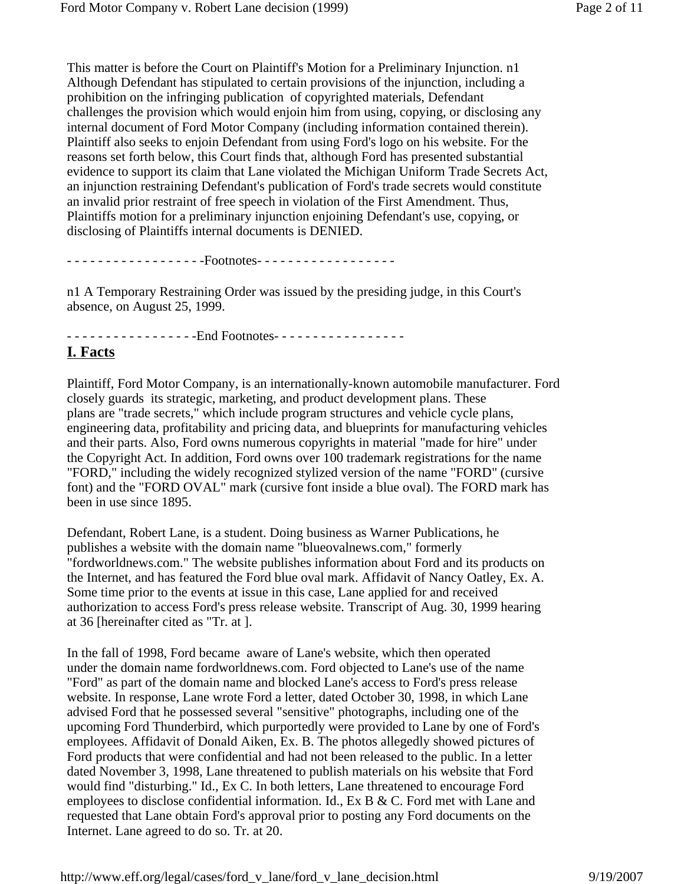This matter is before the Court on Plaintiff's Motion for a Preliminary Injunction. n1 Although Defendant has stipulated to certain provisions of the injunction, including a prohibition on the infringing publication of copyrighted materials, Defendant challenges the provision which would enjoin him from using, copying, or disclosing any internal document of Ford Motor Company (including information contained therein). Plaintiff also seeks to enjoin Defendant from using Ford's logo on his website. For the reasons set forth below, this Court finds that, although Ford has presented substantial evidence to support its claim that Lane violated the Michigan Uniform Trade Secrets Act, an injunction restraining Defendant's publication of Ford's trade secrets would constitute an invalid prior restraint of free speech in violation of the First Amendment. Thus, Plaintiffs motion for a preliminary injunction enjoining Defendant's use, copying, or disclosing of Plaintiffs internal documents is DENIED.

- - - - - - - - - - - - - - - - - -Footnotes- - - - - - - - - - - - - - - - - -

n1 A Temporary Restraining Order was issued by the presiding judge, in this Court's absence, on August 25, 1999.

- - - - - - - - - - - - - - - - -End Footnotes- - - - - - - - - - - - - - - - -

## I. Facts

Plaintiff, Ford Motor Company, is an internationally-known automobile manufacturer. Ford closely guards its strategic, marketing, and product development plans. These plans are "trade secrets," which include program structures and vehicle cycle plans, engineering data, profitability and pricing data, and blueprints for manufacturing vehicles and their parts. Also, Ford owns numerous copyrights in material "made for hire" under the Copyright Act. In addition, Ford owns over 100 trademark registrations for the name "FORD," including the widely recognized stylized version of the name "FORD" (cursive font) and the "FORD OVAL" mark (cursive font inside a blue oval). The FORD mark has been in use since 1895.

Defendant, Robert Lane, is a student. Doing business as Warner Publications, he publishes a website with the domain name "blueovalnews.com," formerly "fordworldnews.com." The website publishes information about Ford and its products on the Internet, and has featured the Ford blue oval mark. Affidavit of Nancy Oatley, Ex. A. Some time prior to the events at issue in this case, Lane applied for and received authorization to access Ford's press release website. Transcript of Aug. 30, 1999 hearing at 36 [hereinafter cited as "Tr. at ].

In the fall of 1998, Ford became aware of Lane's website, which then operated under the domain name fordworldnews.com. Ford objected to Lane's use of the name "Ford" as part of the domain name and blocked Lane's access to Ford's press release website. In response, Lane wrote Ford a letter, dated October 30, 1998, in which Lane advised Ford that he possessed several "sensitive" photographs, including one of the upcoming Ford Thunderbird, which purportedly were provided to Lane by one of Ford's employees. Affidavit of Donald Aiken, Ex. B. The photos allegedly showed pictures of Ford products that were confidential and had not been released to the public. In a letter dated November 3, 1998, Lane threatened to publish materials on his website that Ford would find "disturbing." Id., Ex C. In both letters, Lane threatened to encourage Ford employees to disclose confidential information. Id., Ex B & C. Ford met with Lane and requested that Lane obtain Ford's approval prior to posting any Ford documents on the Internet. Lane agreed to do so. Tr. at 20.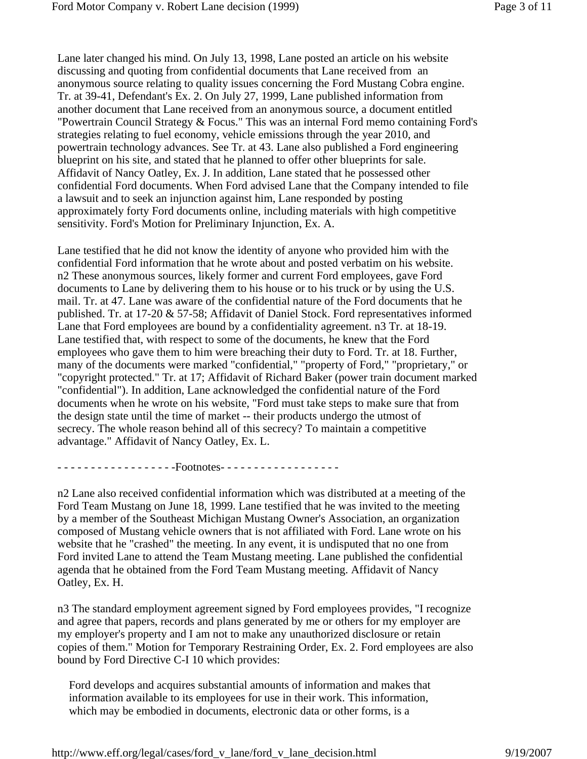Lane later changed his mind. On July 13, 1998, Lane posted an article on his website discussing and quoting from confidential documents that Lane received from an anonymous source relating to quality issues concerning the Ford Mustang Cobra engine. Tr. at 39-41, Defendant's Ex. 2. On July 27, 1999, Lane published information from another document that Lane received from an anonymous source, a document entitled "Powertrain Council Strategy & Focus." This was an internal Ford memo containing Ford's strategies relating to fuel economy, vehicle emissions through the year 2010, and powertrain technology advances. See Tr. at 43. Lane also published a Ford engineering blueprint on his site, and stated that he planned to offer other blueprints for sale. Affidavit of Nancy Oatley, Ex. J. In addition, Lane stated that he possessed other confidential Ford documents. When Ford advised Lane that the Company intended to file a lawsuit and to seek an injunction against him, Lane responded by posting approximately forty Ford documents online, including materials with high competitive sensitivity. Ford's Motion for Preliminary Injunction, Ex. A.

Lane testified that he did not know the identity of anyone who provided him with the confidential Ford information that he wrote about and posted verbatim on his website. n2 These anonymous sources, likely former and current Ford employees, gave Ford documents to Lane by delivering them to his house or to his truck or by using the U.S. mail. Tr. at 47. Lane was aware of the confidential nature of the Ford documents that he published. Tr. at 17-20 & 57-58; Affidavit of Daniel Stock. Ford representatives informed Lane that Ford employees are bound by a confidentiality agreement. n3 Tr. at 18-19. Lane testified that, with respect to some of the documents, he knew that the Ford employees who gave them to him were breaching their duty to Ford. Tr. at 18. Further, many of the documents were marked "confidential," "property of Ford," "proprietary," or "copyright protected." Tr. at 17; Affidavit of Richard Baker (power train document marked "confidential"). In addition, Lane acknowledged the confidential nature of the Ford documents when he wrote on his website, "Ford must take steps to make sure that from the design state until the time of market -- their products undergo the utmost of secrecy. The whole reason behind all of this secrecy? To maintain a competitive advantage." Affidavit of Nancy Oatley, Ex. L.

- - - - - - - - - - - - - - - - - -Footnotes- - - - - - - - - - - - - - - - - -

n2 Lane also received confidential information which was distributed at a meeting of the Ford Team Mustang on June 18, 1999. Lane testified that he was invited to the meeting by a member of the Southeast Michigan Mustang Owner's Association, an organization composed of Mustang vehicle owners that is not affiliated with Ford. Lane wrote on his website that he "crashed" the meeting. In any event, it is undisputed that no one from Ford invited Lane to attend the Team Mustang meeting. Lane published the confidential agenda that he obtained from the Ford Team Mustang meeting. Affidavit of Nancy Oatley, Ex. H.

n3 The standard employment agreement signed by Ford employees provides, "I recognize and agree that papers, records and plans generated by me or others for my employer are my employer's property and I am not to make any unauthorized disclosure or retain copies of them." Motion for Temporary Restraining Order, Ex. 2. Ford employees are also bound by Ford Directive C-I 10 which provides:

> Ford develops and acquires substantial amounts of information and makes that information available to its employees for use in their work. This information, which may be embodied in documents, electronic data or other forms, is a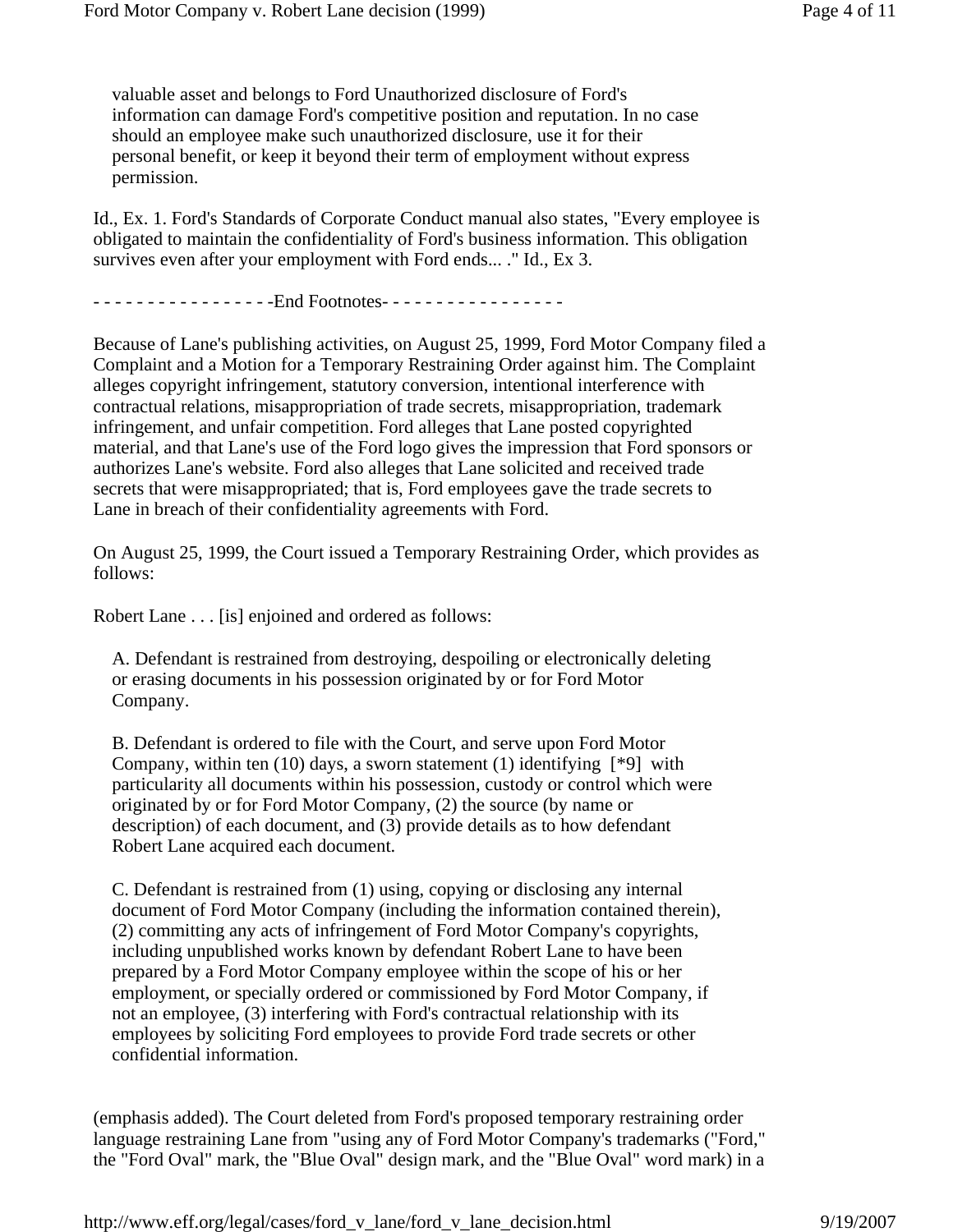> valuable asset and belongs to Ford Unauthorized disclosure of Ford's information can damage Ford's competitive position and reputation. In no case should an employee make such unauthorized disclosure, use it for their personal benefit, or keep it beyond their term of employment without express permission.

Id., Ex. 1. Ford's Standards of Corporate Conduct manual also states, "Every employee is obligated to maintain the confidentiality of Ford's business information. This obligation survives even after your employment with Ford ends... ." Id., Ex 3.

- - - - - - - - - - - - - - - - -End Footnotes- - - - - - - - - - - - - - - - -

Because of Lane's publishing activities, on August 25, 1999, Ford Motor Company filed a Complaint and a Motion for a Temporary Restraining Order against him. The Complaint alleges copyright infringement, statutory conversion, intentional interference with contractual relations, misappropriation of trade secrets, misappropriation, trademark infringement, and unfair competition. Ford alleges that Lane posted copyrighted material, and that Lane's use of the Ford logo gives the impression that Ford sponsors or authorizes Lane's website. Ford also alleges that Lane solicited and received trade secrets that were misappropriated; that is, Ford employees gave the trade secrets to Lane in breach of their confidentiality agreements with Ford.

On August 25, 1999, the Court issued a Temporary Restraining Order, which provides as follows:

Robert Lane . . . [is] enjoined and ordered as follows:

> A. Defendant is restrained from destroying, despoiling or electronically deleting or erasing documents in his possession originated by or for Ford Motor Company.
>
> B. Defendant is ordered to file with the Court, and serve upon Ford Motor Company, within ten (10) days, a sworn statement (1) identifying [*9] with particularity all documents within his possession, custody or control which were originated by or for Ford Motor Company, (2) the source (by name or description) of each document, and (3) provide details as to how defendant Robert Lane acquired each document.
>
> C. Defendant is restrained from (1) using, copying or disclosing any internal document of Ford Motor Company (including the information contained therein), (2) committing any acts of infringement of Ford Motor Company's copyrights, including unpublished works known by defendant Robert Lane to have been prepared by a Ford Motor Company employee within the scope of his or her employment, or specially ordered or commissioned by Ford Motor Company, if not an employee, (3) interfering with Ford's contractual relationship with its employees by soliciting Ford employees to provide Ford trade secrets or other confidential information.

(emphasis added). The Court deleted from Ford's proposed temporary restraining order language restraining Lane from "using any of Ford Motor Company's trademarks ("Ford," the "Ford Oval" mark, the "Blue Oval" design mark, and the "Blue Oval" word mark) in a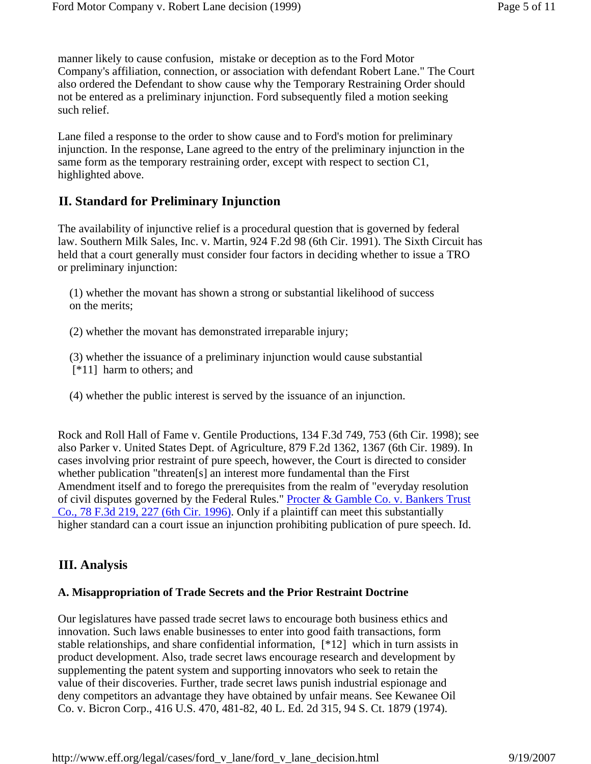manner likely to cause confusion, mistake or deception as to the Ford Motor Company's affiliation, connection, or association with defendant Robert Lane." The Court also ordered the Defendant to show cause why the Temporary Restraining Order should not be entered as a preliminary injunction. Ford subsequently filed a motion seeking such relief.

Lane filed a response to the order to show cause and to Ford's motion for preliminary injunction. In the response, Lane agreed to the entry of the preliminary injunction in the same form as the temporary restraining order, except with respect to section C1, highlighted above.

## II. Standard for Preliminary Injunction

The availability of injunctive relief is a procedural question that is governed by federal law. Southern Milk Sales, Inc. v. Martin, 924 F.2d 98 (6th Cir. 1991). The Sixth Circuit has held that a court generally must consider four factors in deciding whether to issue a TRO or preliminary injunction:

(1) whether the movant has shown a strong or substantial likelihood of success on the merits;

(2) whether the movant has demonstrated irreparable injury;

(3) whether the issuance of a preliminary injunction would cause substantial [*11] harm to others; and

(4) whether the public interest is served by the issuance of an injunction.

Rock and Roll Hall of Fame v. Gentile Productions, 134 F.3d 749, 753 (6th Cir. 1998); see also Parker v. United States Dept. of Agriculture, 879 F.2d 1362, 1367 (6th Cir. 1989). In cases involving prior restraint of pure speech, however, the Court is directed to consider whether publication "threaten[s] an interest more fundamental than the First Amendment itself and to forego the prerequisites from the realm of "everyday resolution of civil disputes governed by the Federal Rules." Procter & Gamble Co. v. Bankers Trust Co., 78 F.3d 219, 227 (6th Cir. 1996). Only if a plaintiff can meet this substantially higher standard can a court issue an injunction prohibiting publication of pure speech. Id.

## III. Analysis

### A. Misappropriation of Trade Secrets and the Prior Restraint Doctrine

Our legislatures have passed trade secret laws to encourage both business ethics and innovation. Such laws enable businesses to enter into good faith transactions, form stable relationships, and share confidential information, [*12] which in turn assists in product development. Also, trade secret laws encourage research and development by supplementing the patent system and supporting innovators who seek to retain the value of their discoveries. Further, trade secret laws punish industrial espionage and deny competitors an advantage they have obtained by unfair means. See Kewanee Oil Co. v. Bicron Corp., 416 U.S. 470, 481-82, 40 L. Ed. 2d 315, 94 S. Ct. 1879 (1974).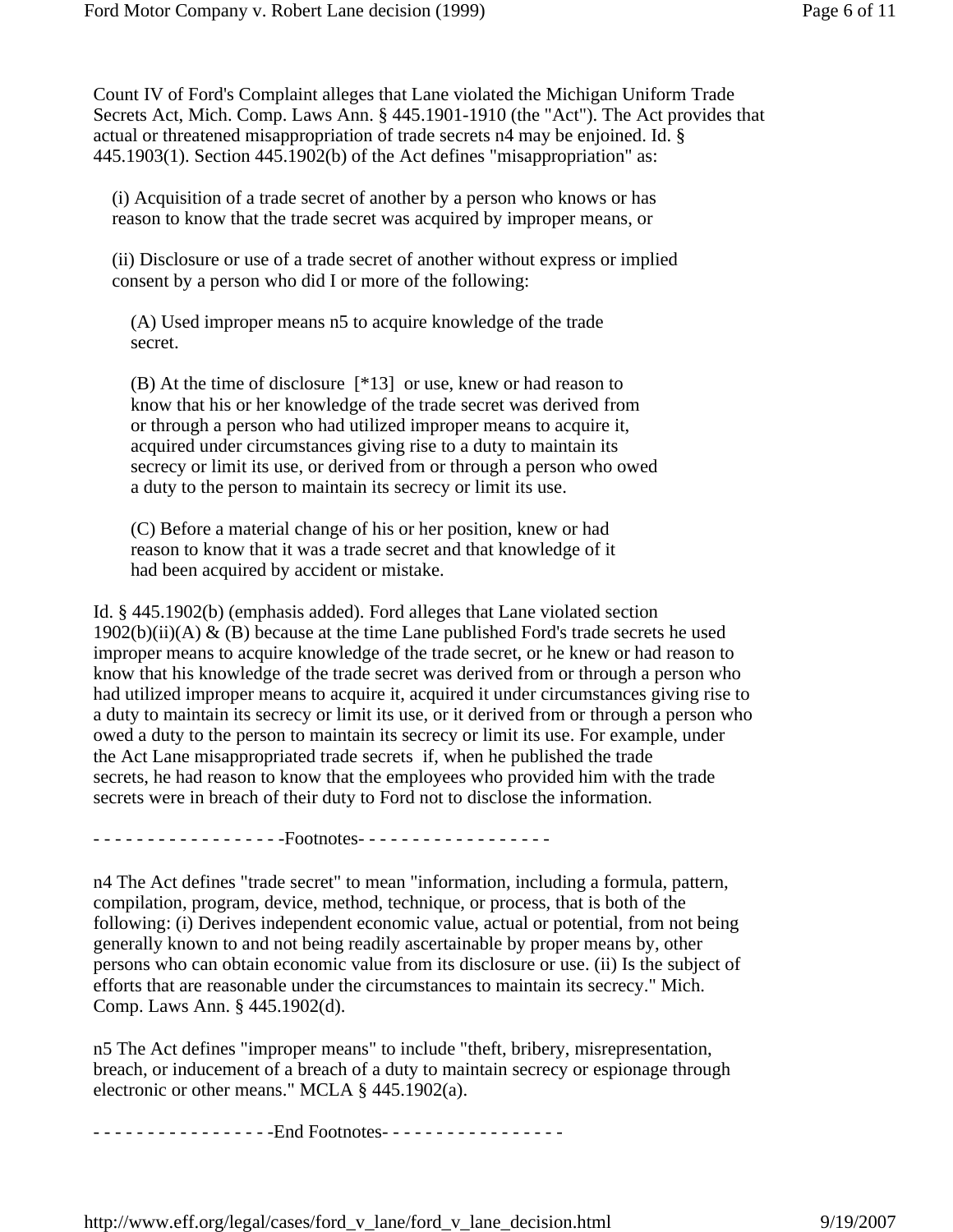Count IV of Ford's Complaint alleges that Lane violated the Michigan Uniform Trade Secrets Act, Mich. Comp. Laws Ann. § 445.1901-1910 (the "Act"). The Act provides that actual or threatened misappropriation of trade secrets n4 may be enjoined. Id. § 445.1903(1). Section 445.1902(b) of the Act defines "misappropriation" as:

> (i) Acquisition of a trade secret of another by a person who knows or has reason to know that the trade secret was acquired by improper means, or
>
> (ii) Disclosure or use of a trade secret of another without express or implied consent by a person who did I or more of the following:
>
> > (A) Used improper means n5 to acquire knowledge of the trade secret.
> >
> > (B) At the time of disclosure [*13] or use, knew or had reason to know that his or her knowledge of the trade secret was derived from or through a person who had utilized improper means to acquire it, acquired under circumstances giving rise to a duty to maintain its secrecy or limit its use, or derived from or through a person who owed a duty to the person to maintain its secrecy or limit its use.
> >
> > (C) Before a material change of his or her position, knew or had reason to know that it was a trade secret and that knowledge of it had been acquired by accident or mistake.

Id. § 445.1902(b) (emphasis added). Ford alleges that Lane violated section 1902(b)(ii)(A) & (B) because at the time Lane published Ford's trade secrets he used improper means to acquire knowledge of the trade secret, or he knew or had reason to know that his knowledge of the trade secret was derived from or through a person who had utilized improper means to acquire it, acquired it under circumstances giving rise to a duty to maintain its secrecy or limit its use, or it derived from or through a person who owed a duty to the person to maintain its secrecy or limit its use. For example, under the Act Lane misappropriated trade secrets if, when he published the trade secrets, he had reason to know that the employees who provided him with the trade secrets were in breach of their duty to Ford not to disclose the information.

- - - - - - - - - - - - - - - - - -Footnotes- - - - - - - - - - - - - - - - - -

n4 The Act defines "trade secret" to mean "information, including a formula, pattern, compilation, program, device, method, technique, or process, that is both of the following: (i) Derives independent economic value, actual or potential, from not being generally known to and not being readily ascertainable by proper means by, other persons who can obtain economic value from its disclosure or use. (ii) Is the subject of efforts that are reasonable under the circumstances to maintain its secrecy." Mich. Comp. Laws Ann. § 445.1902(d).

n5 The Act defines "improper means" to include "theft, bribery, misrepresentation, breach, or inducement of a breach of a duty to maintain secrecy or espionage through electronic or other means." MCLA § 445.1902(a).

- - - - - - - - - - - - - - - - -End Footnotes- - - - - - - - - - - - - - - - -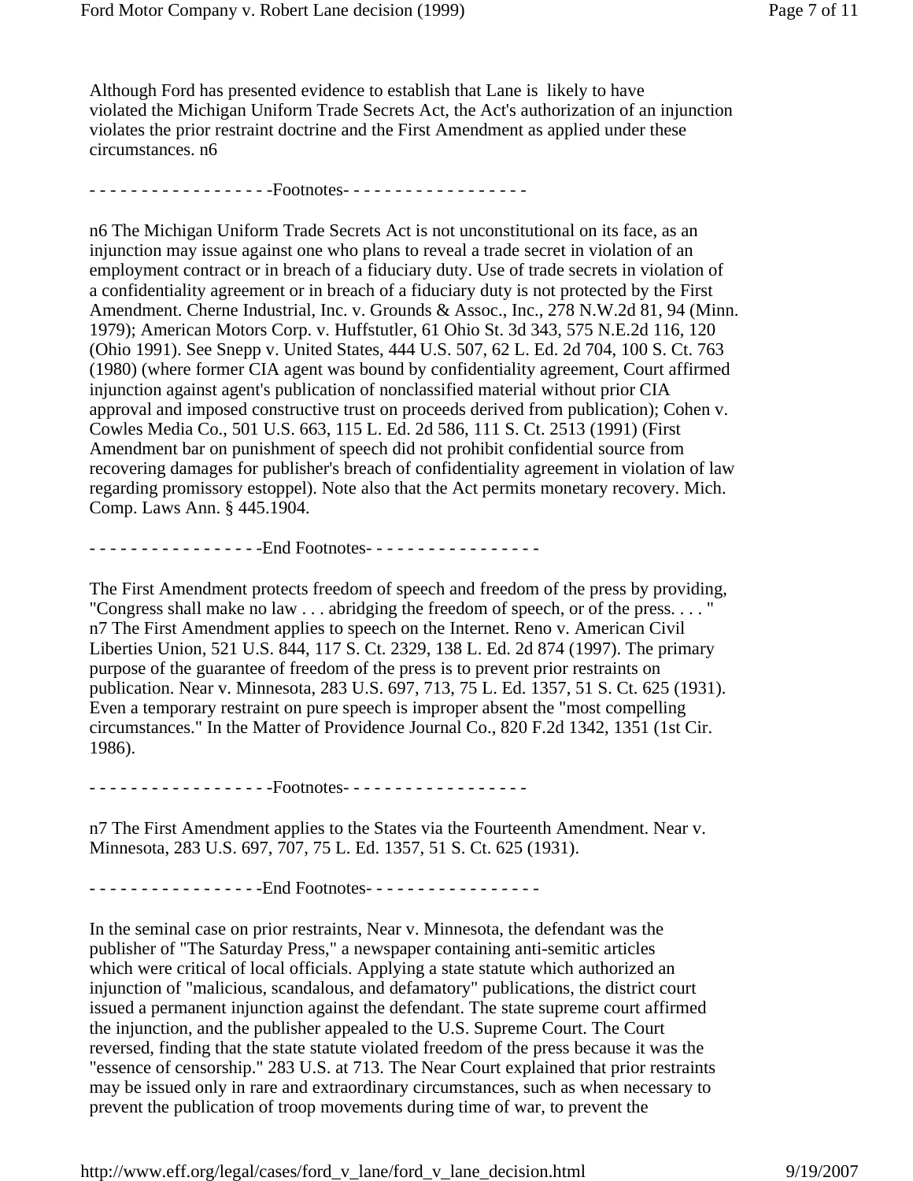Although Ford has presented evidence to establish that Lane is likely to have violated the Michigan Uniform Trade Secrets Act, the Act's authorization of an injunction violates the prior restraint doctrine and the First Amendment as applied under these circumstances. n6

- - - - - - - - - - - - - - - - - -Footnotes- - - - - - - - - - - - - - - - - -

n6 The Michigan Uniform Trade Secrets Act is not unconstitutional on its face, as an injunction may issue against one who plans to reveal a trade secret in violation of an employment contract or in breach of a fiduciary duty. Use of trade secrets in violation of a confidentiality agreement or in breach of a fiduciary duty is not protected by the First Amendment. Cherne Industrial, Inc. v. Grounds & Assoc., Inc., 278 N.W.2d 81, 94 (Minn. 1979); American Motors Corp. v. Huffstutler, 61 Ohio St. 3d 343, 575 N.E.2d 116, 120 (Ohio 1991). See Snepp v. United States, 444 U.S. 507, 62 L. Ed. 2d 704, 100 S. Ct. 763 (1980) (where former CIA agent was bound by confidentiality agreement, Court affirmed injunction against agent's publication of nonclassified material without prior CIA approval and imposed constructive trust on proceeds derived from publication); Cohen v. Cowles Media Co., 501 U.S. 663, 115 L. Ed. 2d 586, 111 S. Ct. 2513 (1991) (First Amendment bar on punishment of speech did not prohibit confidential source from recovering damages for publisher's breach of confidentiality agreement in violation of law regarding promissory estoppel). Note also that the Act permits monetary recovery. Mich. Comp. Laws Ann. § 445.1904.

- - - - - - - - - - - - - - - - -End Footnotes- - - - - - - - - - - - - - - - -

The First Amendment protects freedom of speech and freedom of the press by providing, "Congress shall make no law . . . abridging the freedom of speech, or of the press. . . . " n7 The First Amendment applies to speech on the Internet. Reno v. American Civil Liberties Union, 521 U.S. 844, 117 S. Ct. 2329, 138 L. Ed. 2d 874 (1997). The primary purpose of the guarantee of freedom of the press is to prevent prior restraints on publication. Near v. Minnesota, 283 U.S. 697, 713, 75 L. Ed. 1357, 51 S. Ct. 625 (1931). Even a temporary restraint on pure speech is improper absent the "most compelling circumstances." In the Matter of Providence Journal Co., 820 F.2d 1342, 1351 (1st Cir. 1986).

- - - - - - - - - - - - - - - - - -Footnotes- - - - - - - - - - - - - - - - - -

n7 The First Amendment applies to the States via the Fourteenth Amendment. Near v. Minnesota, 283 U.S. 697, 707, 75 L. Ed. 1357, 51 S. Ct. 625 (1931).

- - - - - - - - - - - - - - - - -End Footnotes- - - - - - - - - - - - - - - - -

In the seminal case on prior restraints, Near v. Minnesota, the defendant was the publisher of "The Saturday Press," a newspaper containing anti-semitic articles which were critical of local officials. Applying a state statute which authorized an injunction of "malicious, scandalous, and defamatory" publications, the district court issued a permanent injunction against the defendant. The state supreme court affirmed the injunction, and the publisher appealed to the U.S. Supreme Court. The Court reversed, finding that the state statute violated freedom of the press because it was the "essence of censorship." 283 U.S. at 713. The Near Court explained that prior restraints may be issued only in rare and extraordinary circumstances, such as when necessary to prevent the publication of troop movements during time of war, to prevent the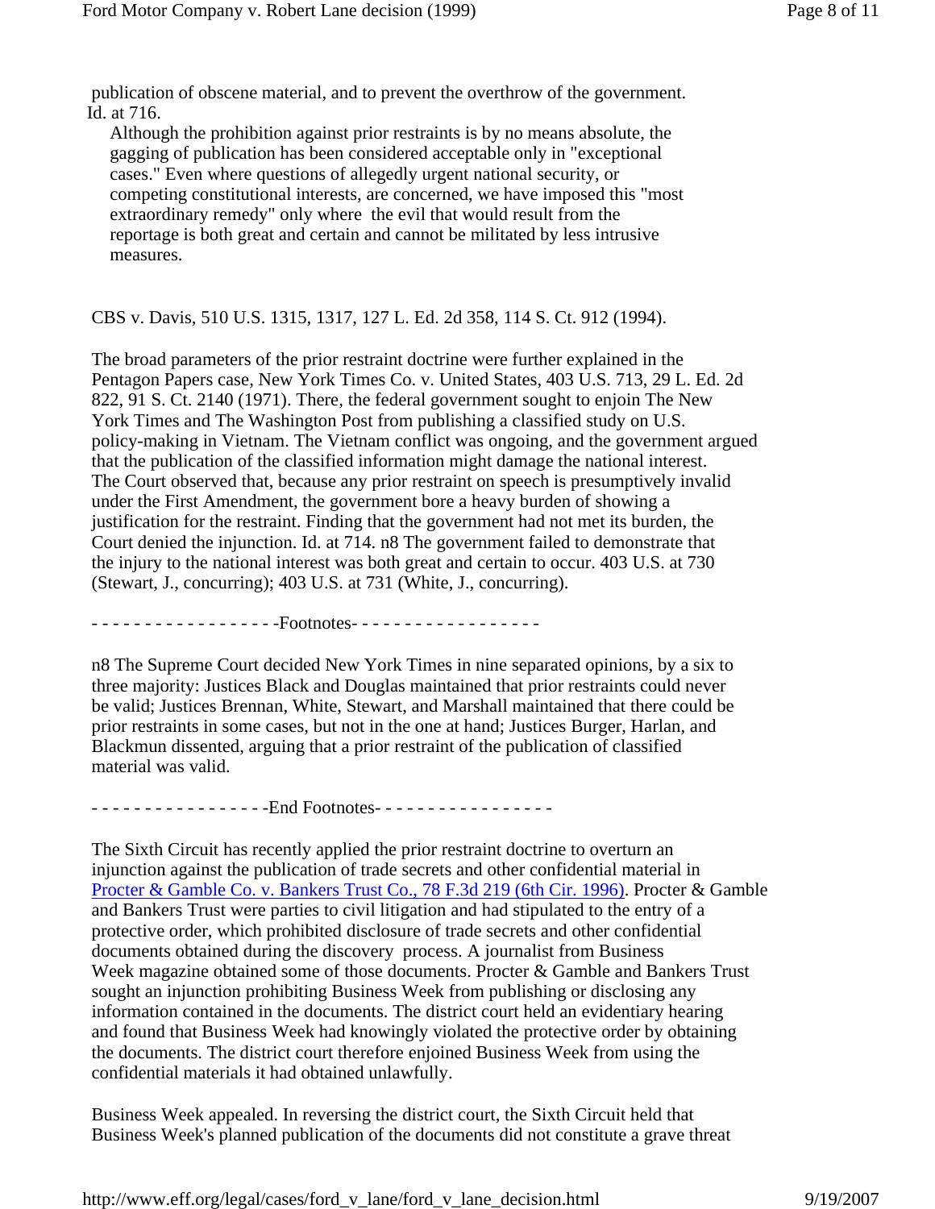publication of obscene material, and to prevent the overthrow of the government. Id. at 716.

> Although the prohibition against prior restraints is by no means absolute, the gagging of publication has been considered acceptable only in "exceptional cases." Even where questions of allegedly urgent national security, or competing constitutional interests, are concerned, we have imposed this "most extraordinary remedy" only where the evil that would result from the reportage is both great and certain and cannot be militated by less intrusive measures.

CBS v. Davis, 510 U.S. 1315, 1317, 127 L. Ed. 2d 358, 114 S. Ct. 912 (1994).

The broad parameters of the prior restraint doctrine were further explained in the Pentagon Papers case, New York Times Co. v. United States, 403 U.S. 713, 29 L. Ed. 2d 822, 91 S. Ct. 2140 (1971). There, the federal government sought to enjoin The New York Times and The Washington Post from publishing a classified study on U.S. policy-making in Vietnam. The Vietnam conflict was ongoing, and the government argued that the publication of the classified information might damage the national interest. The Court observed that, because any prior restraint on speech is presumptively invalid under the First Amendment, the government bore a heavy burden of showing a justification for the restraint. Finding that the government had not met its burden, the Court denied the injunction. Id. at 714. n8 The government failed to demonstrate that the injury to the national interest was both great and certain to occur. 403 U.S. at 730 (Stewart, J., concurring); 403 U.S. at 731 (White, J., concurring).

- - - - - - - - - - - - - - - - - -Footnotes- - - - - - - - - - - - - - - - - -

n8 The Supreme Court decided New York Times in nine separated opinions, by a six to three majority: Justices Black and Douglas maintained that prior restraints could never be valid; Justices Brennan, White, Stewart, and Marshall maintained that there could be prior restraints in some cases, but not in the one at hand; Justices Burger, Harlan, and Blackmun dissented, arguing that a prior restraint of the publication of classified material was valid.

- - - - - - - - - - - - - - - - -End Footnotes- - - - - - - - - - - - - - - - -

The Sixth Circuit has recently applied the prior restraint doctrine to overturn an injunction against the publication of trade secrets and other confidential material in Procter & Gamble Co. v. Bankers Trust Co., 78 F.3d 219 (6th Cir. 1996). Procter & Gamble and Bankers Trust were parties to civil litigation and had stipulated to the entry of a protective order, which prohibited disclosure of trade secrets and other confidential documents obtained during the discovery process. A journalist from Business Week magazine obtained some of those documents. Procter & Gamble and Bankers Trust sought an injunction prohibiting Business Week from publishing or disclosing any information contained in the documents. The district court held an evidentiary hearing and found that Business Week had knowingly violated the protective order by obtaining the documents. The district court therefore enjoined Business Week from using the confidential materials it had obtained unlawfully.

Business Week appealed. In reversing the district court, the Sixth Circuit held that Business Week's planned publication of the documents did not constitute a grave threat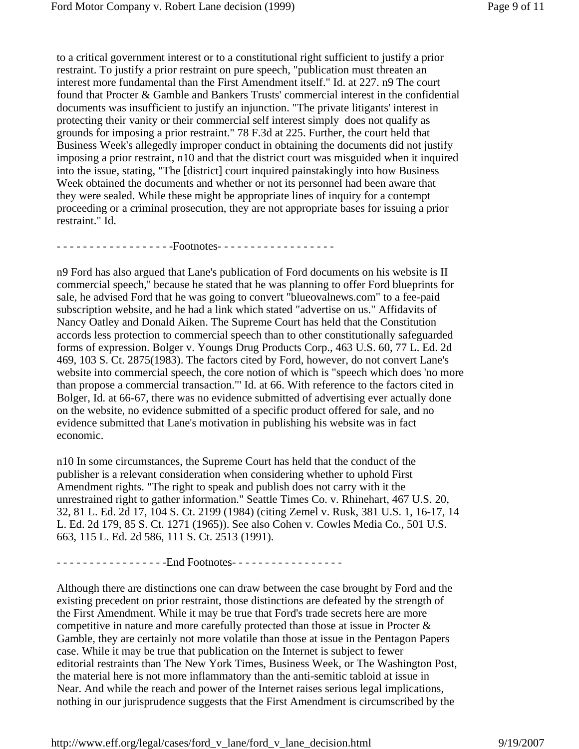to a critical government interest or to a constitutional right sufficient to justify a prior restraint. To justify a prior restraint on pure speech, "publication must threaten an interest more fundamental than the First Amendment itself." Id. at 227. n9 The court found that Procter & Gamble and Bankers Trusts' commercial interest in the confidential documents was insufficient to justify an injunction. "The private litigants' interest in protecting their vanity or their commercial self interest simply does not qualify as grounds for imposing a prior restraint." 78 F.3d at 225. Further, the court held that Business Week's allegedly improper conduct in obtaining the documents did not justify imposing a prior restraint, n10 and that the district court was misguided when it inquired into the issue, stating, "The [district] court inquired painstakingly into how Business Week obtained the documents and whether or not its personnel had been aware that they were sealed. While these might be appropriate lines of inquiry for a contempt proceeding or a criminal prosecution, they are not appropriate bases for issuing a prior restraint." Id.

- - - - - - - - - - - - - - - - - -Footnotes- - - - - - - - - - - - - - - - - -

n9 Ford has also argued that Lane's publication of Ford documents on his website is II commercial speech," because he stated that he was planning to offer Ford blueprints for sale, he advised Ford that he was going to convert "blueovalnews.com" to a fee-paid subscription website, and he had a link which stated "advertise on us." Affidavits of Nancy Oatley and Donald Aiken. The Supreme Court has held that the Constitution accords less protection to commercial speech than to other constitutionally safeguarded forms of expression. Bolger v. Youngs Drug Products Corp., 463 U.S. 60, 77 L. Ed. 2d 469, 103 S. Ct. 2875(1983). The factors cited by Ford, however, do not convert Lane's website into commercial speech, the core notion of which is "speech which does 'no more than propose a commercial transaction.'" Id. at 66. With reference to the factors cited in Bolger, Id. at 66-67, there was no evidence submitted of advertising ever actually done on the website, no evidence submitted of a specific product offered for sale, and no evidence submitted that Lane's motivation in publishing his website was in fact economic.

n10 In some circumstances, the Supreme Court has held that the conduct of the publisher is a relevant consideration when considering whether to uphold First Amendment rights. "The right to speak and publish does not carry with it the unrestrained right to gather information." Seattle Times Co. v. Rhinehart, 467 U.S. 20, 32, 81 L. Ed. 2d 17, 104 S. Ct. 2199 (1984) (citing Zemel v. Rusk, 381 U.S. 1, 16-17, 14 L. Ed. 2d 179, 85 S. Ct. 1271 (1965)). See also Cohen v. Cowles Media Co., 501 U.S. 663, 115 L. Ed. 2d 586, 111 S. Ct. 2513 (1991).

- - - - - - - - - - - - - - - - -End Footnotes- - - - - - - - - - - - - - - - -

Although there are distinctions one can draw between the case brought by Ford and the existing precedent on prior restraint, those distinctions are defeated by the strength of the First Amendment. While it may be true that Ford's trade secrets here are more competitive in nature and more carefully protected than those at issue in Procter & Gamble, they are certainly not more volatile than those at issue in the Pentagon Papers case. While it may be true that publication on the Internet is subject to fewer editorial restraints than The New York Times, Business Week, or The Washington Post, the material here is not more inflammatory than the anti-semitic tabloid at issue in Near. And while the reach and power of the Internet raises serious legal implications, nothing in our jurisprudence suggests that the First Amendment is circumscribed by the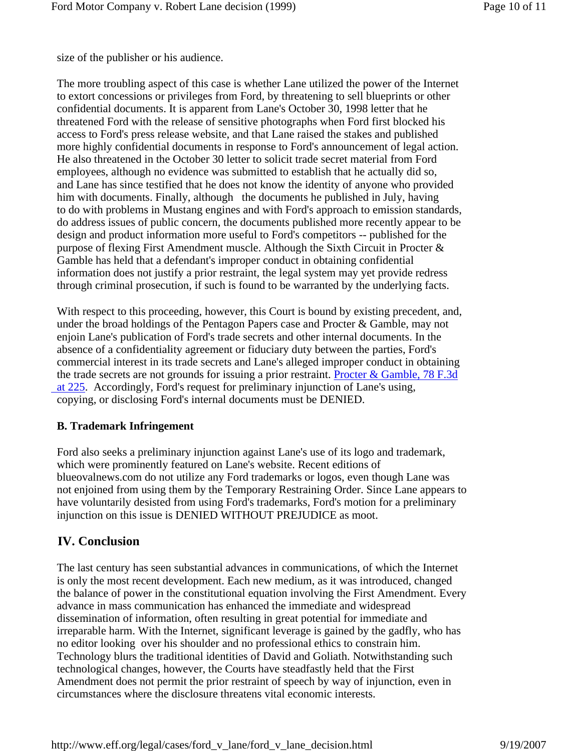size of the publisher or his audience.

The more troubling aspect of this case is whether Lane utilized the power of the Internet to extort concessions or privileges from Ford, by threatening to sell blueprints or other confidential documents. It is apparent from Lane's October 30, 1998 letter that he threatened Ford with the release of sensitive photographs when Ford first blocked his access to Ford's press release website, and that Lane raised the stakes and published more highly confidential documents in response to Ford's announcement of legal action. He also threatened in the October 30 letter to solicit trade secret material from Ford employees, although no evidence was submitted to establish that he actually did so, and Lane has since testified that he does not know the identity of anyone who provided him with documents. Finally, although the documents he published in July, having to do with problems in Mustang engines and with Ford's approach to emission standards, do address issues of public concern, the documents published more recently appear to be design and product information more useful to Ford's competitors -- published for the purpose of flexing First Amendment muscle. Although the Sixth Circuit in Procter & Gamble has held that a defendant's improper conduct in obtaining confidential information does not justify a prior restraint, the legal system may yet provide redress through criminal prosecution, if such is found to be warranted by the underlying facts.

With respect to this proceeding, however, this Court is bound by existing precedent, and, under the broad holdings of the Pentagon Papers case and Procter & Gamble, may not enjoin Lane's publication of Ford's trade secrets and other internal documents. In the absence of a confidentiality agreement or fiduciary duty between the parties, Ford's commercial interest in its trade secrets and Lane's alleged improper conduct in obtaining the trade secrets are not grounds for issuing a prior restraint. Procter & Gamble, 78 F.3d at 225. Accordingly, Ford's request for preliminary injunction of Lane's using, copying, or disclosing Ford's internal documents must be DENIED.

### B. Trademark Infringement

Ford also seeks a preliminary injunction against Lane's use of its logo and trademark, which were prominently featured on Lane's website. Recent editions of blueovalnews.com do not utilize any Ford trademarks or logos, even though Lane was not enjoined from using them by the Temporary Restraining Order. Since Lane appears to have voluntarily desisted from using Ford's trademarks, Ford's motion for a preliminary injunction on this issue is DENIED WITHOUT PREJUDICE as moot.

## IV. Conclusion

The last century has seen substantial advances in communications, of which the Internet is only the most recent development. Each new medium, as it was introduced, changed the balance of power in the constitutional equation involving the First Amendment. Every advance in mass communication has enhanced the immediate and widespread dissemination of information, often resulting in great potential for immediate and irreparable harm. With the Internet, significant leverage is gained by the gadfly, who has no editor looking over his shoulder and no professional ethics to constrain him. Technology blurs the traditional identities of David and Goliath. Notwithstanding such technological changes, however, the Courts have steadfastly held that the First Amendment does not permit the prior restraint of speech by way of injunction, even in circumstances where the disclosure threatens vital economic interests.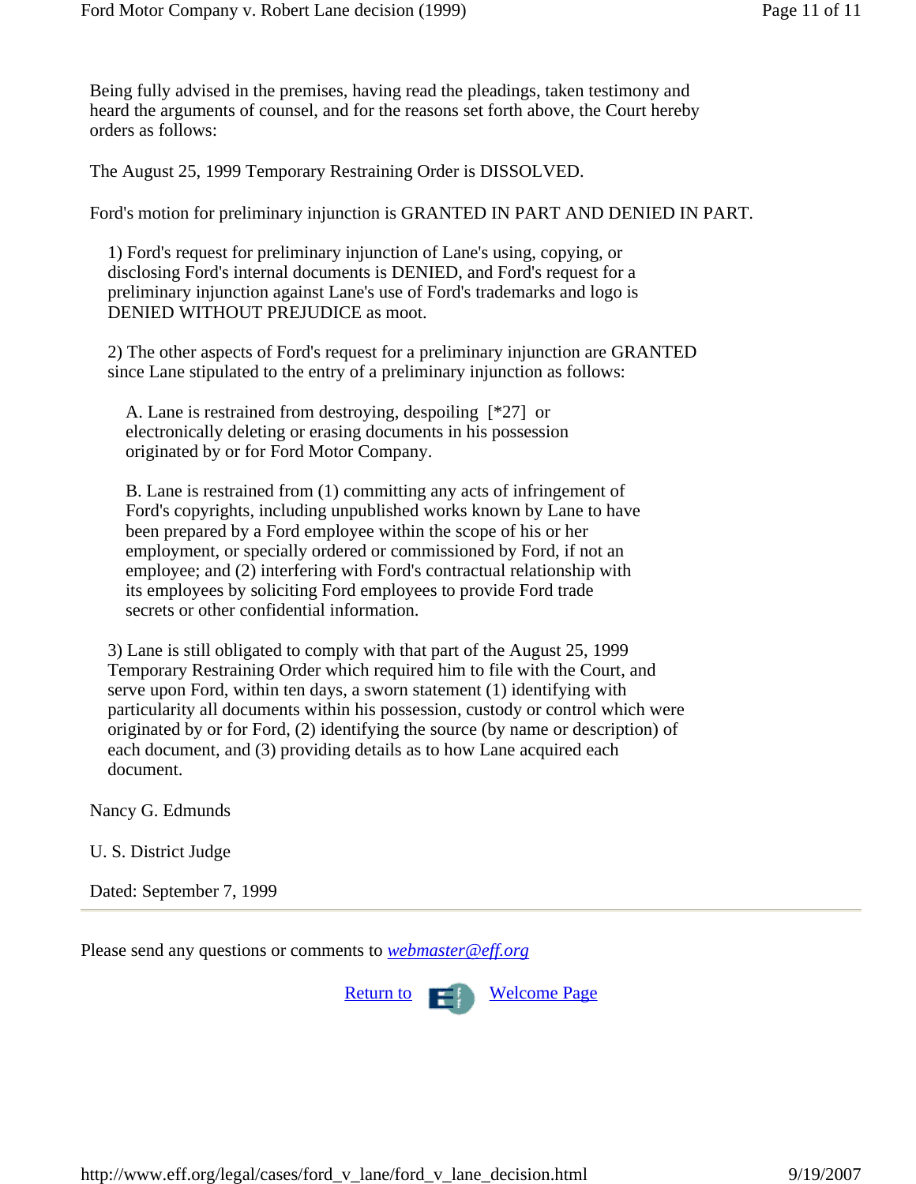Being fully advised in the premises, having read the pleadings, taken testimony and heard the arguments of counsel, and for the reasons set forth above, the Court hereby orders as follows:

The August 25, 1999 Temporary Restraining Order is DISSOLVED.

Ford's motion for preliminary injunction is GRANTED IN PART AND DENIED IN PART.

> 1) Ford's request for preliminary injunction of Lane's using, copying, or disclosing Ford's internal documents is DENIED, and Ford's request for a preliminary injunction against Lane's use of Ford's trademarks and logo is DENIED WITHOUT PREJUDICE as moot.
>
> 2) The other aspects of Ford's request for a preliminary injunction are GRANTED since Lane stipulated to the entry of a preliminary injunction as follows:
>
> > A. Lane is restrained from destroying, despoiling [*27] or electronically deleting or erasing documents in his possession originated by or for Ford Motor Company.
> >
> > B. Lane is restrained from (1) committing any acts of infringement of Ford's copyrights, including unpublished works known by Lane to have been prepared by a Ford employee within the scope of his or her employment, or specially ordered or commissioned by Ford, if not an employee; and (2) interfering with Ford's contractual relationship with its employees by soliciting Ford employees to provide Ford trade secrets or other confidential information.
>
> 3) Lane is still obligated to comply with that part of the August 25, 1999 Temporary Restraining Order which required him to file with the Court, and serve upon Ford, within ten days, a sworn statement (1) identifying with particularity all documents within his possession, custody or control which were originated by or for Ford, (2) identifying the source (by name or description) of each document, and (3) providing details as to how Lane acquired each document.

Nancy G. Edmunds

U. S. District Judge

Dated: September 7, 1999

---

Please send any questions or comments to *webmaster@eff.org*

Return to Welcome Page